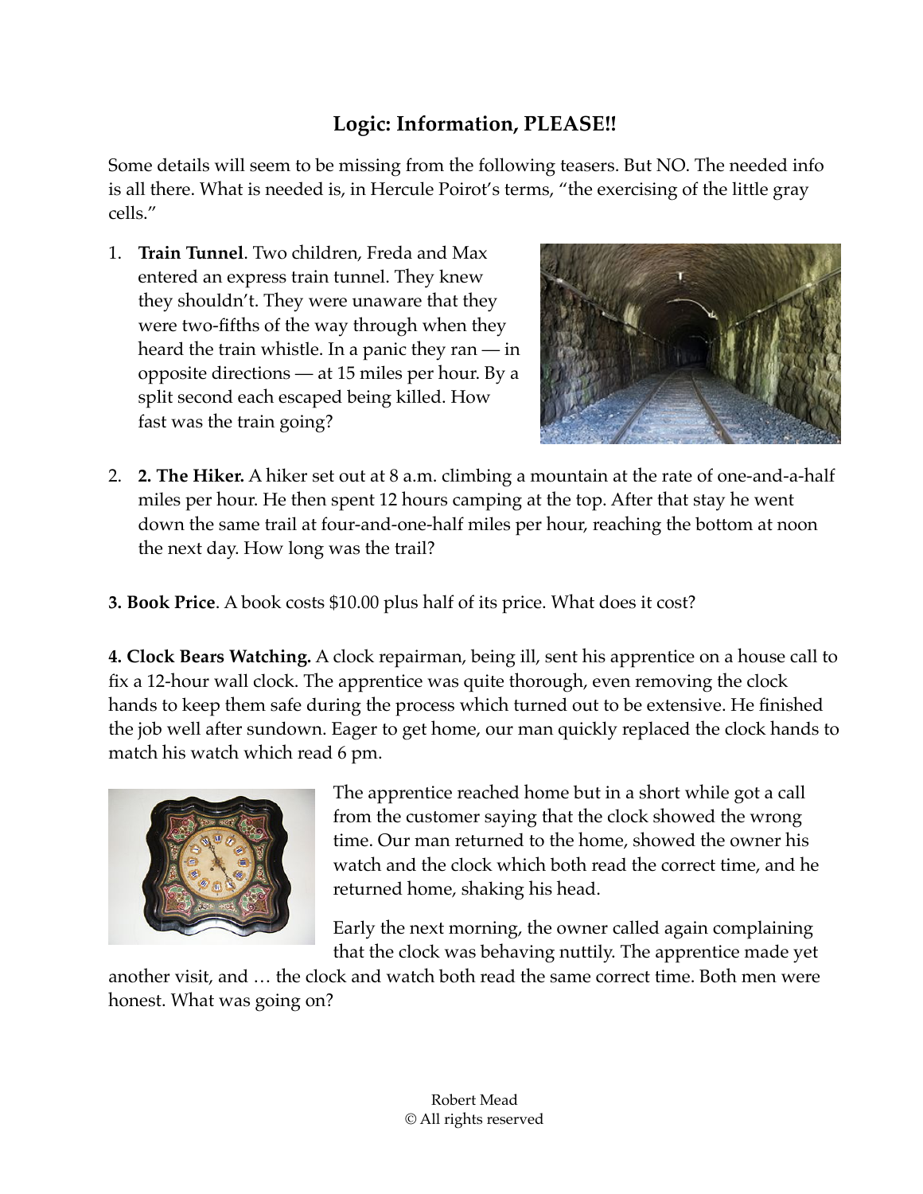## Logic: Information, PLEASE!!

Some details will seem to be missing from the following teasers. But NO. The needed info is all there. What is needed is, in Hercule Poirot's terms, "the exercising of the little gray cells."

1. **Train Tunnel**. Two children, Freda and Max entered an express train tunnel. They knew they shouldn't. They were unaware that they were two-fifths of the way through when they heard the train whistle. In a panic they ran — in opposite directions — at 15 miles per hour. By a split second each escaped being killed. How fast was the train going?

2. **2. The Hiker.** A hiker set out at 8 a.m. climbing a mountain at the rate of one-and-a-half miles per hour. He then spent 12 hours camping at the top. After that stay he went down the same trail at four-and-one-half miles per hour, reaching the bottom at noon the next day. How long was the trail?

**3. Book Price**. A book costs $10.00 plus half of its price. What does it cost?

**4. Clock Bears Watching.** A clock repairman, being ill, sent his apprentice on a house call to fix a 12-hour wall clock. The apprentice was quite thorough, even removing the clock hands to keep them safe during the process which turned out to be extensive. He finished the job well after sundown. Eager to get home, our man quickly replaced the clock hands to match his watch which read 6 pm.

The apprentice reached home but in a short while got a call from the customer saying that the clock showed the wrong time. Our man returned to the home, showed the owner his watch and the clock which both read the correct time, and he returned home, shaking his head.

Early the next morning, the owner called again complaining that the clock was behaving nuttily. The apprentice made yet another visit, and … the clock and watch both read the same correct time. Both men were honest. What was going on?

Robert Mead
© All rights reserved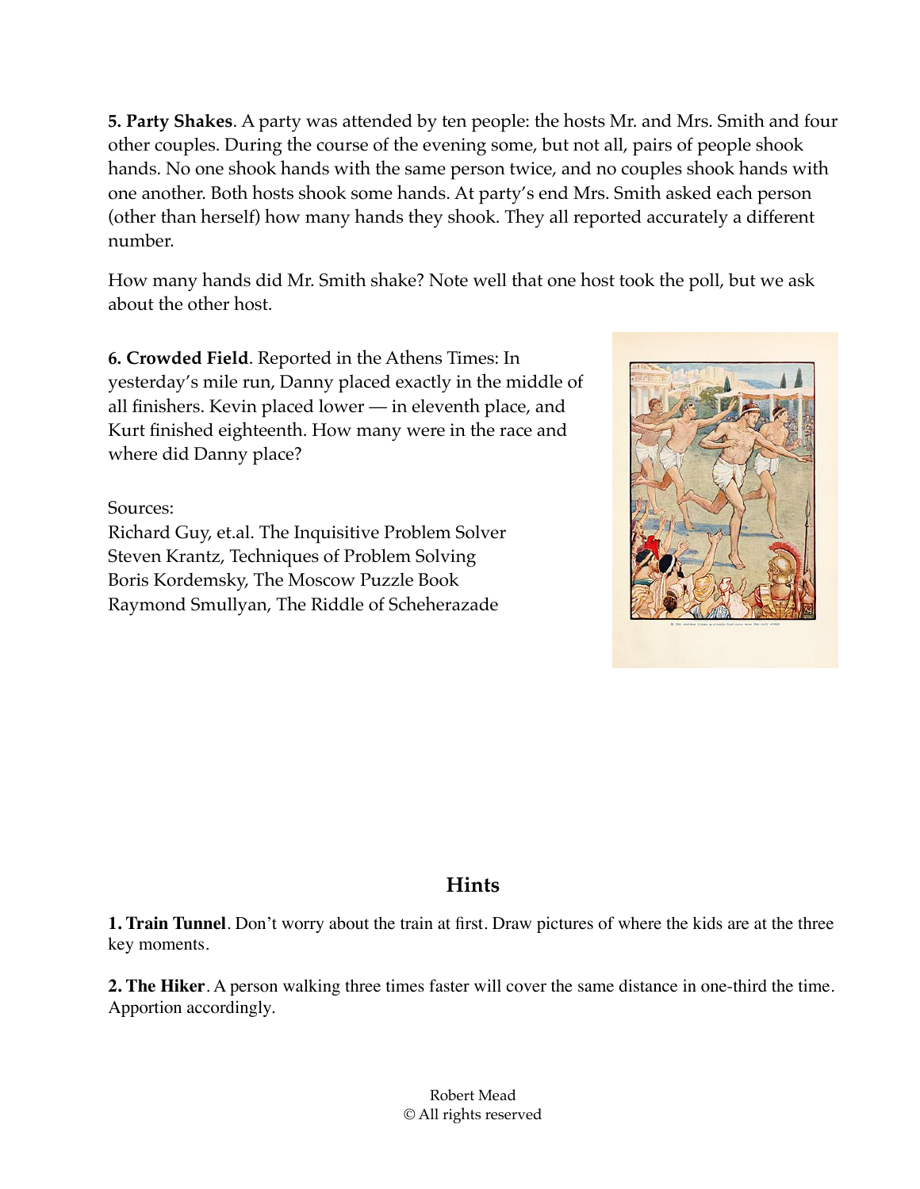**5. Party Shakes**. A party was attended by ten people: the hosts Mr. and Mrs. Smith and four other couples. During the course of the evening some, but not all, pairs of people shook hands. No one shook hands with the same person twice, and no couples shook hands with one another. Both hosts shook some hands. At party's end Mrs. Smith asked each person (other than herself) how many hands they shook. They all reported accurately a different number.

How many hands did Mr. Smith shake? Note well that one host took the poll, but we ask about the other host.

**6. Crowded Field**. Reported in the Athens Times: In yesterday's mile run, Danny placed exactly in the middle of all finishers. Kevin placed lower — in eleventh place, and Kurt finished eighteenth. How many were in the race and where did Danny place?

Sources:
Richard Guy, et.al. The Inquisitive Problem Solver
Steven Krantz, Techniques of Problem Solving
Boris Kordemsky, The Moscow Puzzle Book
Raymond Smullyan, The Riddle of Scheherazade

## Hints

**1. Train Tunnel**. Don't worry about the train at first. Draw pictures of where the kids are at the three key moments.

**2. The Hiker**. A person walking three times faster will cover the same distance in one-third the time. Apportion accordingly.

Robert Mead
© All rights reserved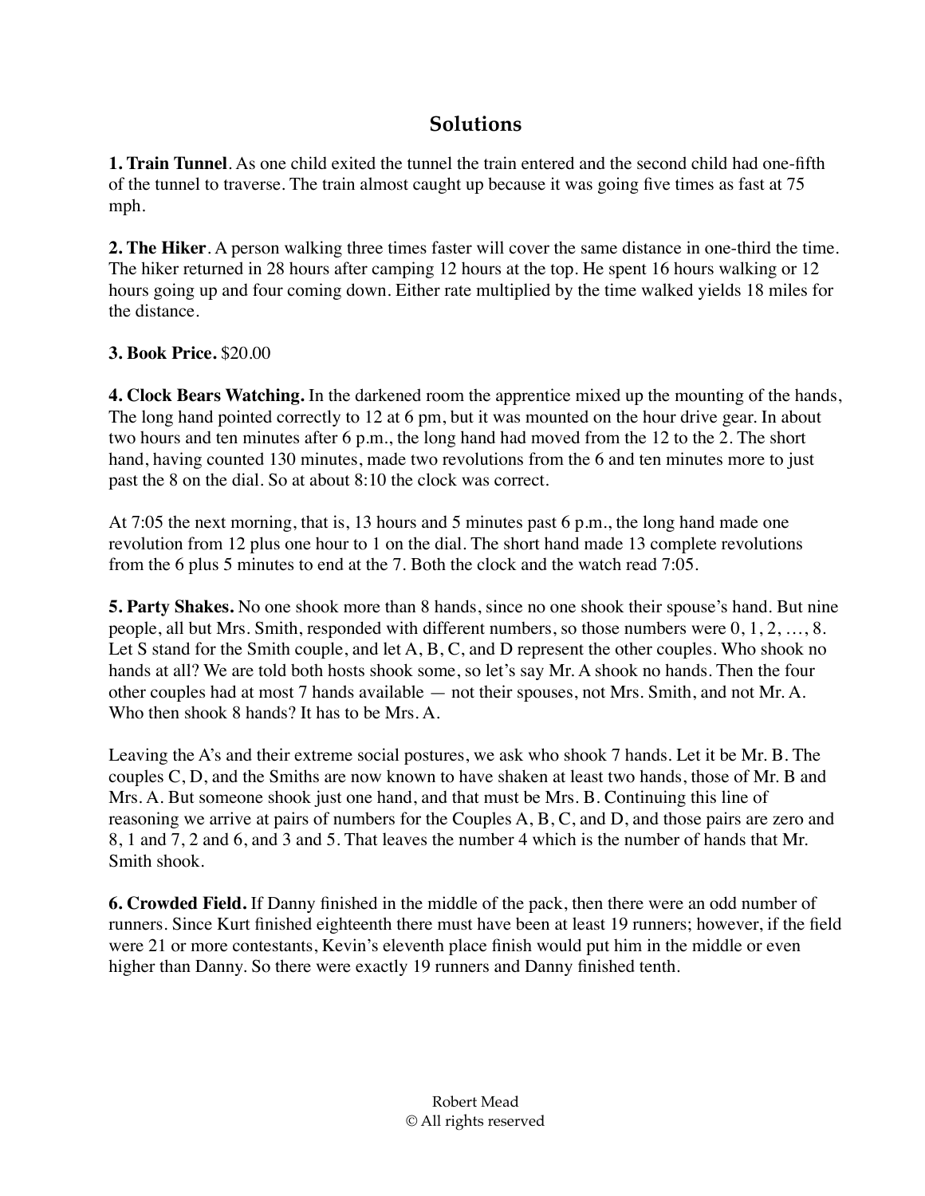## Solutions

**1. Train Tunnel**. As one child exited the tunnel the train entered and the second child had one-fifth of the tunnel to traverse. The train almost caught up because it was going five times as fast at 75 mph.

**2. The Hiker**. A person walking three times faster will cover the same distance in one-third the time. The hiker returned in 28 hours after camping 12 hours at the top. He spent 16 hours walking or 12 hours going up and four coming down. Either rate multiplied by the time walked yields 18 miles for the distance.

**3. Book Price.** \$20.00

**4. Clock Bears Watching.** In the darkened room the apprentice mixed up the mounting of the hands, The long hand pointed correctly to 12 at 6 pm, but it was mounted on the hour drive gear. In about two hours and ten minutes after 6 p.m., the long hand had moved from the 12 to the 2. The short hand, having counted 130 minutes, made two revolutions from the 6 and ten minutes more to just past the 8 on the dial. So at about 8:10 the clock was correct.

At 7:05 the next morning, that is, 13 hours and 5 minutes past 6 p.m., the long hand made one revolution from 12 plus one hour to 1 on the dial. The short hand made 13 complete revolutions from the 6 plus 5 minutes to end at the 7. Both the clock and the watch read 7:05.

**5. Party Shakes.** No one shook more than 8 hands, since no one shook their spouse's hand. But nine people, all but Mrs. Smith, responded with different numbers, so those numbers were 0, 1, 2, …, 8. Let S stand for the Smith couple, and let A, B, C, and D represent the other couples. Who shook no hands at all? We are told both hosts shook some, so let's say Mr. A shook no hands. Then the four other couples had at most 7 hands available — not their spouses, not Mrs. Smith, and not Mr. A. Who then shook 8 hands? It has to be Mrs. A.

Leaving the A's and their extreme social postures, we ask who shook 7 hands. Let it be Mr. B. The couples C, D, and the Smiths are now known to have shaken at least two hands, those of Mr. B and Mrs. A. But someone shook just one hand, and that must be Mrs. B. Continuing this line of reasoning we arrive at pairs of numbers for the Couples A, B, C, and D, and those pairs are zero and 8, 1 and 7, 2 and 6, and 3 and 5. That leaves the number 4 which is the number of hands that Mr. Smith shook.

**6. Crowded Field.** If Danny finished in the middle of the pack, then there were an odd number of runners. Since Kurt finished eighteenth there must have been at least 19 runners; however, if the field were 21 or more contestants, Kevin's eleventh place finish would put him in the middle or even higher than Danny. So there were exactly 19 runners and Danny finished tenth.

Robert Mead
© All rights reserved